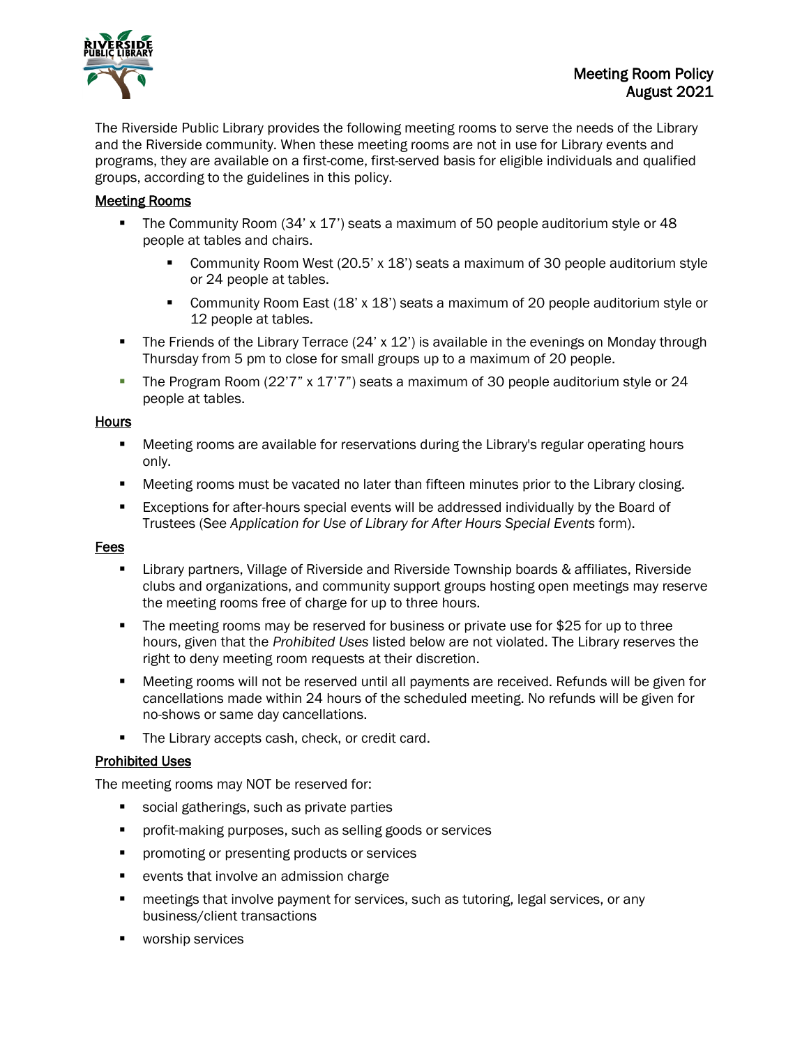# Meeting Room Policy
August 2021

The Riverside Public Library provides the following meeting rooms to serve the needs of the Library and the Riverside community. When these meeting rooms are not in use for Library events and programs, they are available on a first-come, first-served basis for eligible individuals and qualified groups, according to the guidelines in this policy.

## Meeting Rooms

- The Community Room (34' x 17') seats a maximum of 50 people auditorium style or 48 people at tables and chairs.
  - Community Room West (20.5' x 18') seats a maximum of 30 people auditorium style or 24 people at tables.
  - Community Room East (18' x 18') seats a maximum of 20 people auditorium style or 12 people at tables.
- The Friends of the Library Terrace (24' x 12') is available in the evenings on Monday through Thursday from 5 pm to close for small groups up to a maximum of 20 people.
- The Program Room (22'7" x 17'7") seats a maximum of 30 people auditorium style or 24 people at tables.

## Hours

- Meeting rooms are available for reservations during the Library's regular operating hours only.
- Meeting rooms must be vacated no later than fifteen minutes prior to the Library closing.
- Exceptions for after-hours special events will be addressed individually by the Board of Trustees (See *Application for Use of Library for After Hours Special Events* form).

## Fees

- Library partners, Village of Riverside and Riverside Township boards & affiliates, Riverside clubs and organizations, and community support groups hosting open meetings may reserve the meeting rooms free of charge for up to three hours.
- The meeting rooms may be reserved for business or private use for $25 for up to three hours, given that the *Prohibited Uses* listed below are not violated. The Library reserves the right to deny meeting room requests at their discretion.
- Meeting rooms will not be reserved until all payments are received. Refunds will be given for cancellations made within 24 hours of the scheduled meeting. No refunds will be given for no-shows or same day cancellations.
- The Library accepts cash, check, or credit card.

## Prohibited Uses

The meeting rooms may NOT be reserved for:

- social gatherings, such as private parties
- profit-making purposes, such as selling goods or services
- promoting or presenting products or services
- events that involve an admission charge
- meetings that involve payment for services, such as tutoring, legal services, or any business/client transactions
- worship services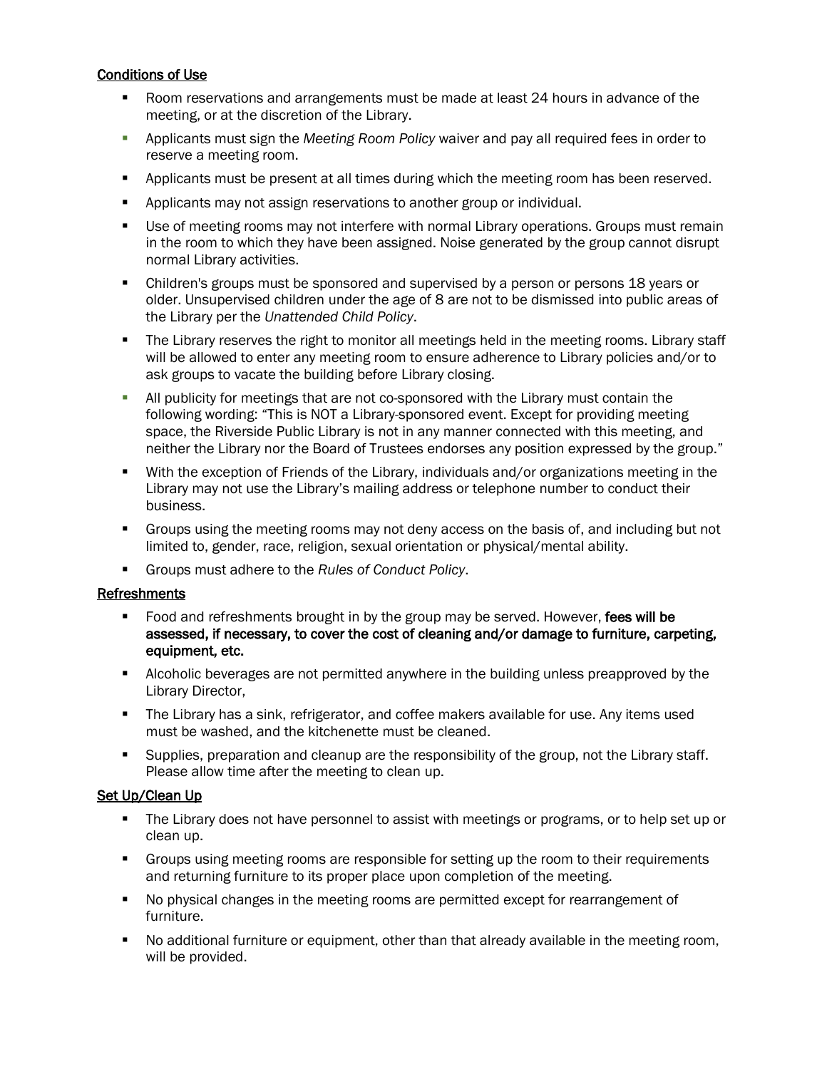## Conditions of Use

- Room reservations and arrangements must be made at least 24 hours in advance of the meeting, or at the discretion of the Library.
- Applicants must sign the *Meeting Room Policy* waiver and pay all required fees in order to reserve a meeting room.
- Applicants must be present at all times during which the meeting room has been reserved.
- Applicants may not assign reservations to another group or individual.
- Use of meeting rooms may not interfere with normal Library operations. Groups must remain in the room to which they have been assigned. Noise generated by the group cannot disrupt normal Library activities.
- Children's groups must be sponsored and supervised by a person or persons 18 years or older. Unsupervised children under the age of 8 are not to be dismissed into public areas of the Library per the *Unattended Child Policy*.
- The Library reserves the right to monitor all meetings held in the meeting rooms. Library staff will be allowed to enter any meeting room to ensure adherence to Library policies and/or to ask groups to vacate the building before Library closing.
- All publicity for meetings that are not co-sponsored with the Library must contain the following wording: "This is NOT a Library-sponsored event. Except for providing meeting space, the Riverside Public Library is not in any manner connected with this meeting, and neither the Library nor the Board of Trustees endorses any position expressed by the group."
- With the exception of Friends of the Library, individuals and/or organizations meeting in the Library may not use the Library's mailing address or telephone number to conduct their business.
- Groups using the meeting rooms may not deny access on the basis of, and including but not limited to, gender, race, religion, sexual orientation or physical/mental ability.
- Groups must adhere to the *Rules of Conduct Policy*.

## Refreshments

- Food and refreshments brought in by the group may be served. However, **fees will be assessed, if necessary, to cover the cost of cleaning and/or damage to furniture, carpeting, equipment, etc.**
- Alcoholic beverages are not permitted anywhere in the building unless preapproved by the Library Director,
- The Library has a sink, refrigerator, and coffee makers available for use. Any items used must be washed, and the kitchenette must be cleaned.
- Supplies, preparation and cleanup are the responsibility of the group, not the Library staff. Please allow time after the meeting to clean up.

## Set Up/Clean Up

- The Library does not have personnel to assist with meetings or programs, or to help set up or clean up.
- Groups using meeting rooms are responsible for setting up the room to their requirements and returning furniture to its proper place upon completion of the meeting.
- No physical changes in the meeting rooms are permitted except for rearrangement of furniture.
- No additional furniture or equipment, other than that already available in the meeting room, will be provided.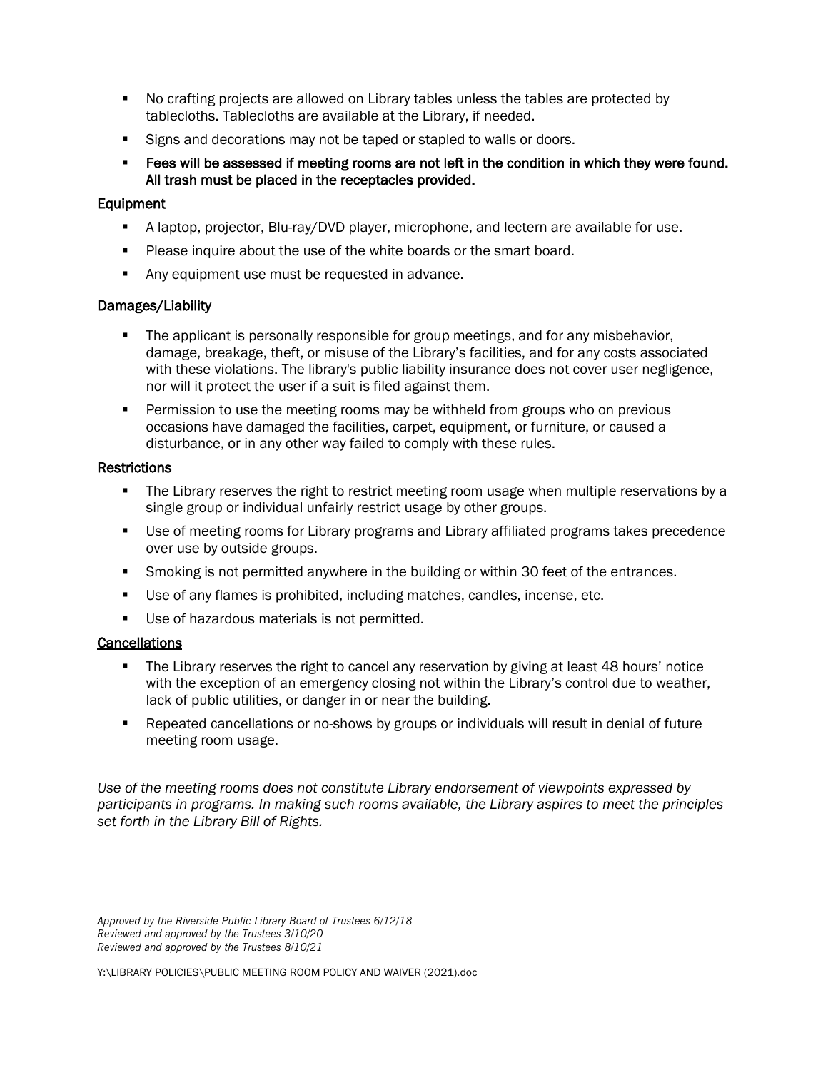- No crafting projects are allowed on Library tables unless the tables are protected by tablecloths. Tablecloths are available at the Library, if needed.
- Signs and decorations may not be taped or stapled to walls or doors.
- **Fees will be assessed if meeting rooms are not left in the condition in which they were found. All trash must be placed in the receptacles provided.**

### Equipment

- A laptop, projector, Blu-ray/DVD player, microphone, and lectern are available for use.
- Please inquire about the use of the white boards or the smart board.
- Any equipment use must be requested in advance.

### Damages/Liability

- The applicant is personally responsible for group meetings, and for any misbehavior, damage, breakage, theft, or misuse of the Library's facilities, and for any costs associated with these violations. The library's public liability insurance does not cover user negligence, nor will it protect the user if a suit is filed against them.
- Permission to use the meeting rooms may be withheld from groups who on previous occasions have damaged the facilities, carpet, equipment, or furniture, or caused a disturbance, or in any other way failed to comply with these rules.

### Restrictions

- The Library reserves the right to restrict meeting room usage when multiple reservations by a single group or individual unfairly restrict usage by other groups.
- Use of meeting rooms for Library programs and Library affiliated programs takes precedence over use by outside groups.
- Smoking is not permitted anywhere in the building or within 30 feet of the entrances.
- Use of any flames is prohibited, including matches, candles, incense, etc.
- Use of hazardous materials is not permitted.

### Cancellations

- The Library reserves the right to cancel any reservation by giving at least 48 hours' notice with the exception of an emergency closing not within the Library's control due to weather, lack of public utilities, or danger in or near the building.
- Repeated cancellations or no-shows by groups or individuals will result in denial of future meeting room usage.

*Use of the meeting rooms does not constitute Library endorsement of viewpoints expressed by participants in programs. In making such rooms available, the Library aspires to meet the principles set forth in the Library Bill of Rights.*

*Approved by the Riverside Public Library Board of Trustees 6/12/18*
*Reviewed and approved by the Trustees 3/10/20*
*Reviewed and approved by the Trustees 8/10/21*

Y:\LIBRARY POLICIES\PUBLIC MEETING ROOM POLICY AND WAIVER (2021).doc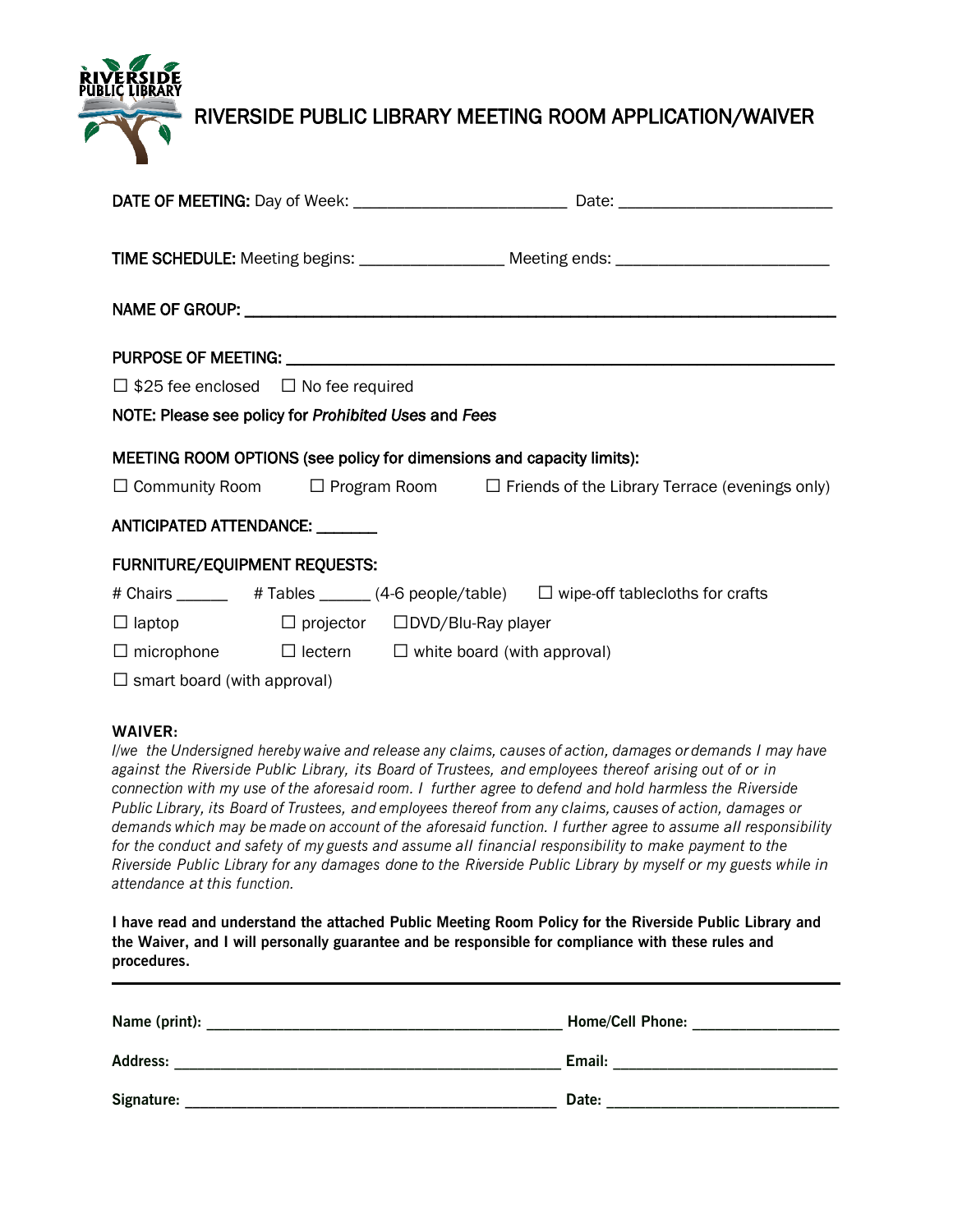# RIVERSIDE PUBLIC LIBRARY MEETING ROOM APPLICATION/WAIVER

**DATE OF MEETING:** Day of Week: ________________________ Date: ________________________

**TIME SCHEDULE:** Meeting begins: ________________ Meeting ends: ________________________

**NAME OF GROUP:** ________________________________________________________________

**PURPOSE OF MEETING:** ____________________________________________________________

☐ $25 fee enclosed ☐ No fee required

**NOTE: Please see policy for *Prohibited Uses* and *Fees***

**MEETING ROOM OPTIONS (see policy for dimensions and capacity limits):**

☐ Community Room ☐ Program Room ☐ Friends of the Library Terrace (evenings only)

**ANTICIPATED ATTENDANCE:** _______

**FURNITURE/EQUIPMENT REQUESTS:**

# Chairs ______ # Tables ______ (4-6 people/table) ☐ wipe-off tablecloths for crafts

☐ laptop ☐ projector ☐DVD/Blu-Ray player

☐ microphone ☐ lectern ☐ white board (with approval)

☐ smart board (with approval)

**WAIVER:**

*I/we the Undersigned hereby waive and release any claims, causes of action, damages or demands I may have against the Riverside Public Library, its Board of Trustees, and employees thereof arising out of or in connection with my use of the aforesaid room. I further agree to defend and hold harmless the Riverside Public Library, its Board of Trustees, and employees thereof from any claims, causes of action, damages or demands which may be made on account of the aforesaid function. I further agree to assume all responsibility for the conduct and safety of my guests and assume all financial responsibility to make payment to the Riverside Public Library for any damages done to the Riverside Public Library by myself or my guests while in attendance at this function.*

**I have read and understand the attached Public Meeting Room Policy for the Riverside Public Library and the Waiver, and I will personally guarantee and be responsible for compliance with these rules and procedures.**

---

**Name (print):** ____________________________________________ **Home/Cell Phone:** __________________

**Address:** ________________________________________________ **Email:** ___________________________

**Signature:** ______________________________________________ **Date:** ____________________________